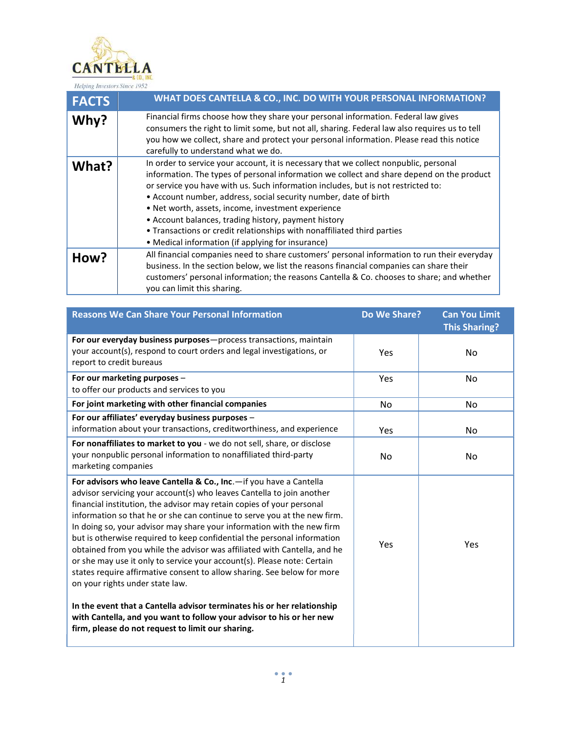CANTELLA & CO., INC.

*Helping Investors Since 1952*

| FACTS | WHAT DOES CANTELLA & CO., INC. DO WITH YOUR PERSONAL INFORMATION? |
|---|---|
| **Why?** | Financial firms choose how they share your personal information. Federal law gives consumers the right to limit some, but not all, sharing. Federal law also requires us to tell you how we collect, share and protect your personal information. Please read this notice carefully to understand what we do. |
| **What?** | In order to service your account, it is necessary that we collect nonpublic, personal information. The types of personal information we collect and share depend on the product or service you have with us. Such information includes, but is not restricted to:<br>• Account number, address, social security number, date of birth<br>• Net worth, assets, income, investment experience<br>• Account balances, trading history, payment history<br>• Transactions or credit relationships with nonaffiliated third parties<br>• Medical information (if applying for insurance) |
| **How?** | All financial companies need to share customers' personal information to run their everyday business. In the section below, we list the reasons financial companies can share their customers' personal information; the reasons Cantella & Co. chooses to share; and whether you can limit this sharing. |

| Reasons We Can Share Your Personal Information | Do We Share? | Can You Limit This Sharing? |
|---|---|---|
| **For our everyday business purposes**—process transactions, maintain your account(s), respond to court orders and legal investigations, or report to credit bureaus | Yes | No |
| **For our marketing purposes** – to offer our products and services to you | Yes | No |
| **For joint marketing with other financial companies** | No | No |
| **For our affiliates' everyday business purposes** – information about your transactions, creditworthiness, and experience | Yes | No |
| **For nonaffiliates to market to you** - we do not sell, share, or disclose your nonpublic personal information to nonaffiliated third-party marketing companies | No | No |
| **For advisors who leave Cantella & Co., Inc.**—if you have a Cantella advisor servicing your account(s) who leaves Cantella to join another financial institution, the advisor may retain copies of your personal information so that he or she can continue to serve you at the new firm. In doing so, your advisor may share your information with the new firm but is otherwise required to keep confidential the personal information obtained from you while the advisor was affiliated with Cantella, and he or she may use it only to service your account(s). Please note: Certain states require affirmative consent to allow sharing. See below for more on your rights under state law.<br><br>**In the event that a Cantella advisor terminates his or her relationship with Cantella, and you want to follow your advisor to his or her new firm, please do not request to limit our sharing.** | Yes | Yes |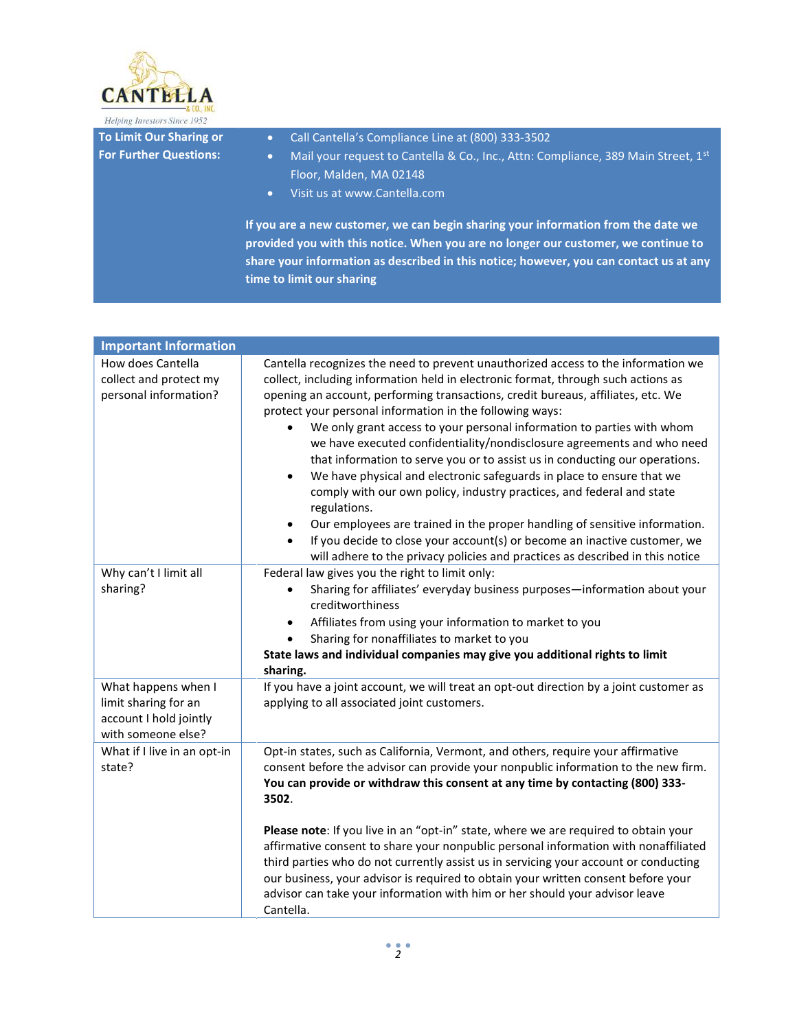| | |
|---|---|
| **To Limit Our Sharing or For Further Questions:** | • Call Cantella's Compliance Line at (800) 333-3502<br>• Mail your request to Cantella & Co., Inc., Attn: Compliance, 389 Main Street, 1st Floor, Malden, MA 02148<br>• Visit us at www.Cantella.com<br><br>**If you are a new customer, we can begin sharing your information from the date we provided you with this notice. When you are no longer our customer, we continue to share your information as described in this notice; however, you can contact us at any time to limit our sharing** |

| **Important Information** | |
|---|---|
| How does Cantella collect and protect my personal information? | Cantella recognizes the need to prevent unauthorized access to the information we collect, including information held in electronic format, through such actions as opening an account, performing transactions, credit bureaus, affiliates, etc. We protect your personal information in the following ways:<br>• We only grant access to your personal information to parties with whom we have executed confidentiality/nondisclosure agreements and who need that information to serve you or to assist us in conducting our operations.<br>• We have physical and electronic safeguards in place to ensure that we comply with our own policy, industry practices, and federal and state regulations.<br>• Our employees are trained in the proper handling of sensitive information.<br>• If you decide to close your account(s) or become an inactive customer, we will adhere to the privacy policies and practices as described in this notice |
| Why can't I limit all sharing? | Federal law gives you the right to limit only:<br>• Sharing for affiliates' everyday business purposes—information about your creditworthiness<br>• Affiliates from using your information to market to you<br>• Sharing for nonaffiliates to market to you<br>**State laws and individual companies may give you additional rights to limit sharing.** |
| What happens when I limit sharing for an account I hold jointly with someone else? | If you have a joint account, we will treat an opt-out direction by a joint customer as applying to all associated joint customers. |
| What if I live in an opt-in state? | Opt-in states, such as California, Vermont, and others, require your affirmative consent before the advisor can provide your nonpublic information to the new firm. **You can provide or withdraw this consent at any time by contacting (800) 333-3502**.<br><br>**Please note**: If you live in an "opt-in" state, where we are required to obtain your affirmative consent to share your nonpublic personal information with nonaffiliated third parties who do not currently assist us in servicing your account or conducting our business, your advisor is required to obtain your written consent before your advisor can take your information with him or her should your advisor leave Cantella. |